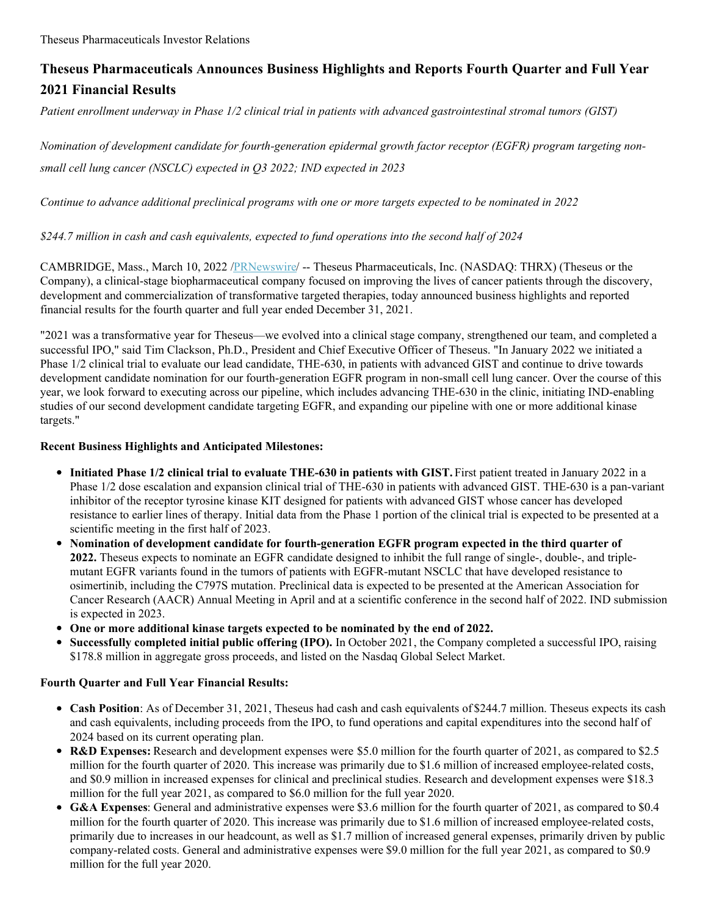Theseus Pharmaceuticals Investor Relations

# Theseus Pharmaceuticals Announces Business Highlights and Reports Fourth Quarter and Full Year 2021 Financial Results

*Patient enrollment underway in Phase 1/2 clinical trial in patients with advanced gastrointestinal stromal tumors (GIST)*

*Nomination of development candidate for fourth-generation epidermal growth factor receptor (EGFR) program targeting non-small cell lung cancer (NSCLC) expected in Q3 2022; IND expected in 2023*

*Continue to advance additional preclinical programs with one or more targets expected to be nominated in 2022*

*$244.7 million in cash and cash equivalents, expected to fund operations into the second half of 2024*

CAMBRIDGE, Mass., March 10, 2022 /PRNewswire/ -- Theseus Pharmaceuticals, Inc. (NASDAQ: THRX) (Theseus or the Company), a clinical-stage biopharmaceutical company focused on improving the lives of cancer patients through the discovery, development and commercialization of transformative targeted therapies, today announced business highlights and reported financial results for the fourth quarter and full year ended December 31, 2021.

"2021 was a transformative year for Theseus—we evolved into a clinical stage company, strengthened our team, and completed a successful IPO," said Tim Clackson, Ph.D., President and Chief Executive Officer of Theseus. "In January 2022 we initiated a Phase 1/2 clinical trial to evaluate our lead candidate, THE-630, in patients with advanced GIST and continue to drive towards development candidate nomination for our fourth-generation EGFR program in non-small cell lung cancer. Over the course of this year, we look forward to executing across our pipeline, which includes advancing THE-630 in the clinic, initiating IND-enabling studies of our second development candidate targeting EGFR, and expanding our pipeline with one or more additional kinase targets."

**Recent Business Highlights and Anticipated Milestones:**

- **Initiated Phase 1/2 clinical trial to evaluate THE-630 in patients with GIST.** First patient treated in January 2022 in a Phase 1/2 dose escalation and expansion clinical trial of THE-630 in patients with advanced GIST. THE-630 is a pan-variant inhibitor of the receptor tyrosine kinase KIT designed for patients with advanced GIST whose cancer has developed resistance to earlier lines of therapy. Initial data from the Phase 1 portion of the clinical trial is expected to be presented at a scientific meeting in the first half of 2023.
- **Nomination of development candidate for fourth-generation EGFR program expected in the third quarter of 2022.** Theseus expects to nominate an EGFR candidate designed to inhibit the full range of single-, double-, and triple-mutant EGFR variants found in the tumors of patients with EGFR-mutant NSCLC that have developed resistance to osimertinib, including the C797S mutation. Preclinical data is expected to be presented at the American Association for Cancer Research (AACR) Annual Meeting in April and at a scientific conference in the second half of 2022. IND submission is expected in 2023.
- **One or more additional kinase targets expected to be nominated by the end of 2022.**
- **Successfully completed initial public offering (IPO).** In October 2021, the Company completed a successful IPO, raising $178.8 million in aggregate gross proceeds, and listed on the Nasdaq Global Select Market.

**Fourth Quarter and Full Year Financial Results:**

- **Cash Position**: As of December 31, 2021, Theseus had cash and cash equivalents of $244.7 million. Theseus expects its cash and cash equivalents, including proceeds from the IPO, to fund operations and capital expenditures into the second half of 2024 based on its current operating plan.
- **R&D Expenses:** Research and development expenses were $5.0 million for the fourth quarter of 2021, as compared to $2.5 million for the fourth quarter of 2020. This increase was primarily due to $1.6 million of increased employee-related costs, and $0.9 million in increased expenses for clinical and preclinical studies. Research and development expenses were $18.3 million for the full year 2021, as compared to $6.0 million for the full year 2020.
- **G&A Expenses**: General and administrative expenses were $3.6 million for the fourth quarter of 2021, as compared to $0.4 million for the fourth quarter of 2020. This increase was primarily due to $1.6 million of increased employee-related costs, primarily due to increases in our headcount, as well as $1.7 million of increased general expenses, primarily driven by public company-related costs. General and administrative expenses were $9.0 million for the full year 2021, as compared to $0.9 million for the full year 2020.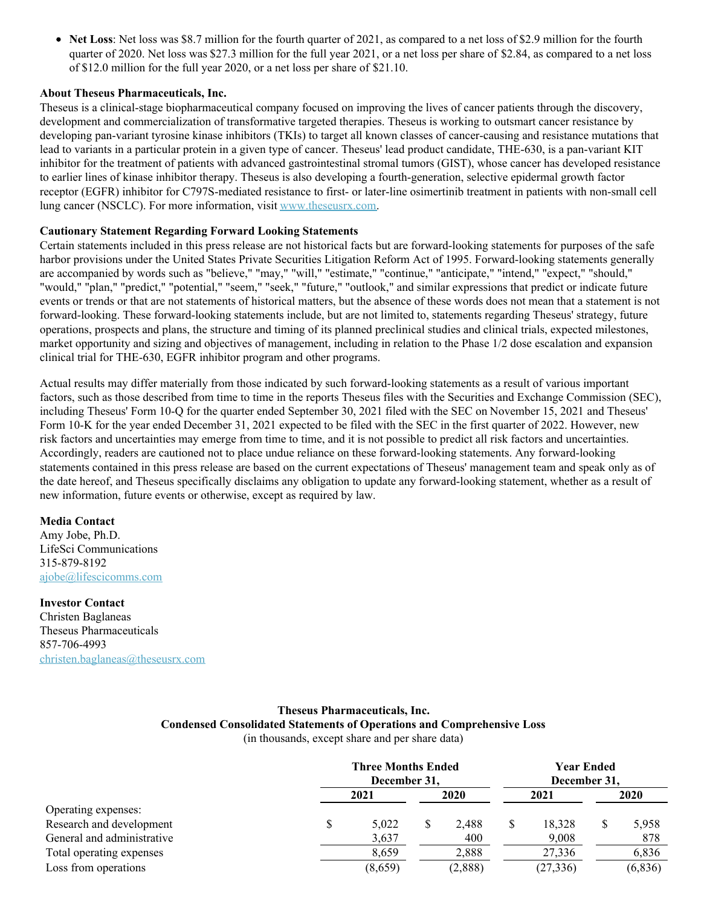- **Net Loss**: Net loss was $8.7 million for the fourth quarter of 2021, as compared to a net loss of $2.9 million for the fourth quarter of 2020. Net loss was $27.3 million for the full year 2021, or a net loss per share of $2.84, as compared to a net loss of $12.0 million for the full year 2020, or a net loss per share of $21.10.

**About Theseus Pharmaceuticals, Inc.**

Theseus is a clinical-stage biopharmaceutical company focused on improving the lives of cancer patients through the discovery, development and commercialization of transformative targeted therapies. Theseus is working to outsmart cancer resistance by developing pan-variant tyrosine kinase inhibitors (TKIs) to target all known classes of cancer-causing and resistance mutations that lead to variants in a particular protein in a given type of cancer. Theseus' lead product candidate, THE-630, is a pan-variant KIT inhibitor for the treatment of patients with advanced gastrointestinal stromal tumors (GIST), whose cancer has developed resistance to earlier lines of kinase inhibitor therapy. Theseus is also developing a fourth-generation, selective epidermal growth factor receptor (EGFR) inhibitor for C797S-mediated resistance to first- or later-line osimertinib treatment in patients with non-small cell lung cancer (NSCLC). For more information, visit www.theseusrx.com.

**Cautionary Statement Regarding Forward Looking Statements**

Certain statements included in this press release are not historical facts but are forward-looking statements for purposes of the safe harbor provisions under the United States Private Securities Litigation Reform Act of 1995. Forward-looking statements generally are accompanied by words such as "believe," "may," "will," "estimate," "continue," "anticipate," "intend," "expect," "should," "would," "plan," "predict," "potential," "seem," "seek," "future," "outlook," and similar expressions that predict or indicate future events or trends or that are not statements of historical matters, but the absence of these words does not mean that a statement is not forward-looking. These forward-looking statements include, but are not limited to, statements regarding Theseus' strategy, future operations, prospects and plans, the structure and timing of its planned preclinical studies and clinical trials, expected milestones, market opportunity and sizing and objectives of management, including in relation to the Phase 1/2 dose escalation and expansion clinical trial for THE-630, EGFR inhibitor program and other programs.

Actual results may differ materially from those indicated by such forward-looking statements as a result of various important factors, such as those described from time to time in the reports Theseus files with the Securities and Exchange Commission (SEC), including Theseus' Form 10-Q for the quarter ended September 30, 2021 filed with the SEC on November 15, 2021 and Theseus' Form 10-K for the year ended December 31, 2021 expected to be filed with the SEC in the first quarter of 2022. However, new risk factors and uncertainties may emerge from time to time, and it is not possible to predict all risk factors and uncertainties. Accordingly, readers are cautioned not to place undue reliance on these forward-looking statements. Any forward-looking statements contained in this press release are based on the current expectations of Theseus' management team and speak only as of the date hereof, and Theseus specifically disclaims any obligation to update any forward-looking statement, whether as a result of new information, future events or otherwise, except as required by law.

**Media Contact**
Amy Jobe, Ph.D.
LifeSci Communications
315-879-8192
ajobe@lifescicomms.com

**Investor Contact**
Christen Baglaneas
Theseus Pharmaceuticals
857-706-4993
christen.baglaneas@theseusrx.com

**Theseus Pharmaceuticals, Inc.**
**Condensed Consolidated Statements of Operations and Comprehensive Loss**
(in thousands, except share and per share data)

| | Three Months Ended December 31, | | Year Ended December 31, | |
|---|---|---|---|---|
| | **2021** | **2020** | **2021** | **2020** |
| Operating expenses: | | | | |
| Research and development | $ 5,022 | $ 2,488 | $ 18,328 | $ 5,958 |
| General and administrative | 3,637 | 400 | 9,008 | 878 |
| Total operating expenses | 8,659 | 2,888 | 27,336 | 6,836 |
| Loss from operations | (8,659) | (2,888) | (27,336) | (6,836) |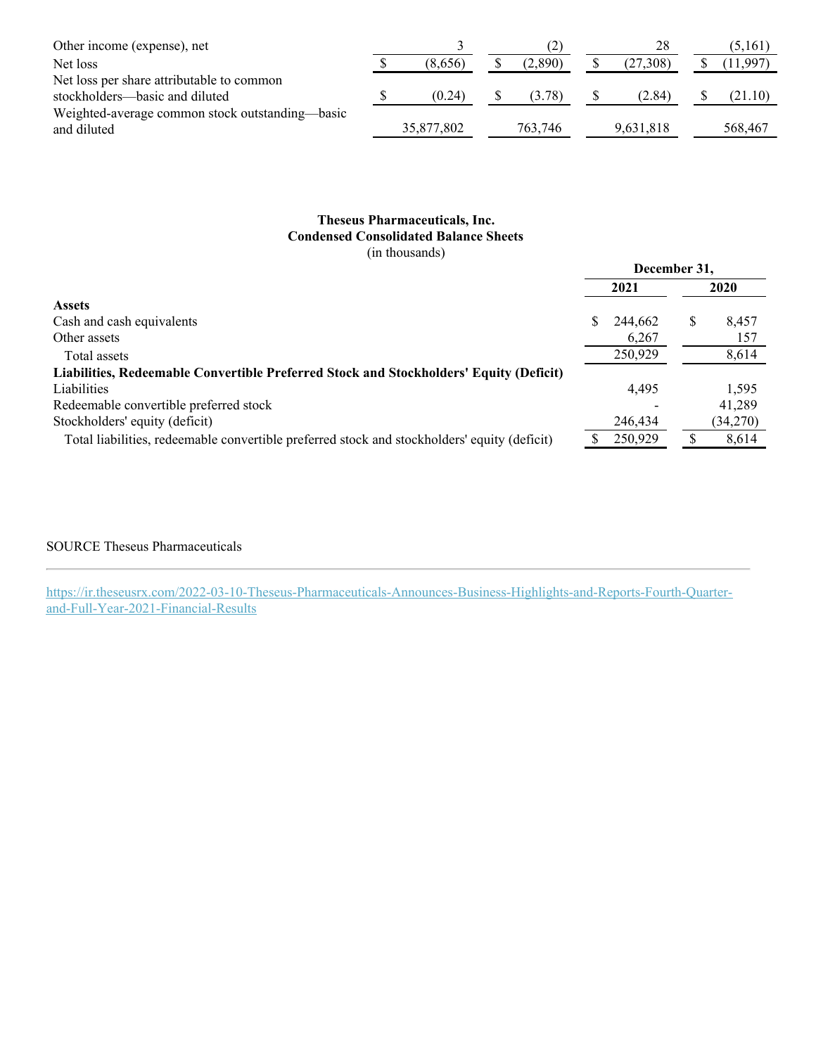| | | | | |
|---|---|---|---|---|
| Other income (expense), net | 3 | (2) | 28 | (5,161) |
| Net loss | $ (8,656) | $ (2,890) | $ (27,308) | $ (11,997) |
| Net loss per share attributable to common stockholders—basic and diluted | $ (0.24) | $ (3.78) | $ (2.84) | $ (21.10) |
| Weighted-average common stock outstanding—basic and diluted | 35,877,802 | 763,746 | 9,631,818 | 568,467 |

**Theseus Pharmaceuticals, Inc.**
**Condensed Consolidated Balance Sheets**
(in thousands)

| | December 31, | |
|---|---|---|
| | **2021** | **2020** |
| **Assets** | | |
| Cash and cash equivalents | $ 244,662 | $ 8,457 |
| Other assets | 6,267 | 157 |
| Total assets | 250,929 | 8,614 |
| **Liabilities, Redeemable Convertible Preferred Stock and Stockholders' Equity (Deficit)** | | |
| Liabilities | 4,495 | 1,595 |
| Redeemable convertible preferred stock | - | 41,289 |
| Stockholders' equity (deficit) | 246,434 | (34,270) |
| Total liabilities, redeemable convertible preferred stock and stockholders' equity (deficit) | $ 250,929 | $ 8,614 |

SOURCE Theseus Pharmaceuticals

https://ir.theseusrx.com/2022-03-10-Theseus-Pharmaceuticals-Announces-Business-Highlights-and-Reports-Fourth-Quarter-and-Full-Year-2021-Financial-Results